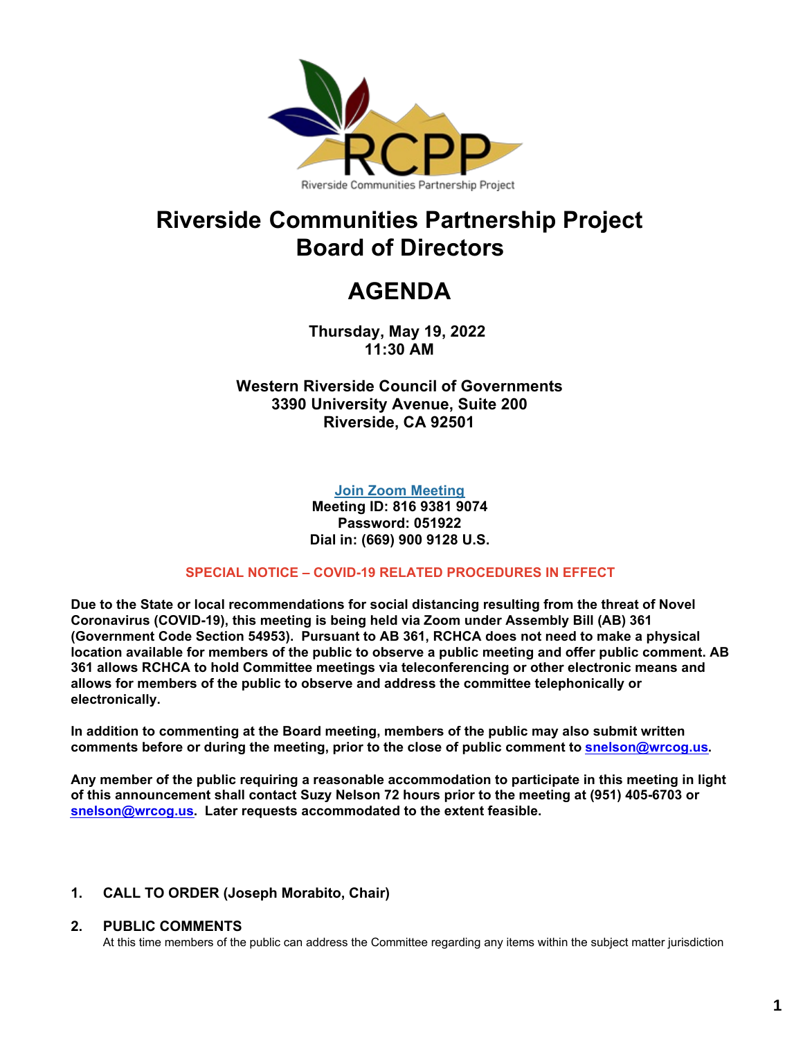Riverside Communities Partnership Project

# Riverside Communities Partnership Project Board of Directors

# AGENDA

**Thursday, May 19, 2022**
**11:30 AM**

**Western Riverside Council of Governments**
**3390 University Avenue, Suite 200**
**Riverside, CA 92501**

**Join Zoom Meeting**
**Meeting ID: 816 9381 9074**
**Password: 051922**
**Dial in: (669) 900 9128 U.S.**

**SPECIAL NOTICE – COVID-19 RELATED PROCEDURES IN EFFECT**

**Due to the State or local recommendations for social distancing resulting from the threat of Novel Coronavirus (COVID-19), this meeting is being held via Zoom under Assembly Bill (AB) 361 (Government Code Section 54953). Pursuant to AB 361, RCHCA does not need to make a physical location available for members of the public to observe a public meeting and offer public comment. AB 361 allows RCHCA to hold Committee meetings via teleconferencing or other electronic means and allows for members of the public to observe and address the committee telephonically or electronically.**

**In addition to commenting at the Board meeting, members of the public may also submit written comments before or during the meeting, prior to the close of public comment to snelson@wrcog.us.**

**Any member of the public requiring a reasonable accommodation to participate in this meeting in light of this announcement shall contact Suzy Nelson 72 hours prior to the meeting at (951) 405-6703 or snelson@wrcog.us. Later requests accommodated to the extent feasible.**

**1. CALL TO ORDER (Joseph Morabito, Chair)**

**2. PUBLIC COMMENTS**

At this time members of the public can address the Committee regarding any items within the subject matter jurisdiction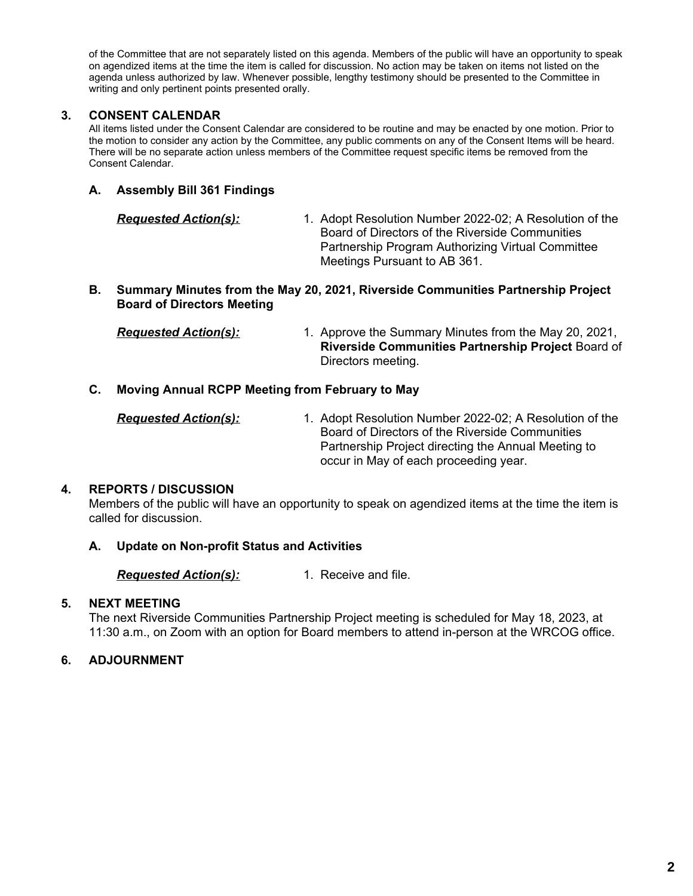of the Committee that are not separately listed on this agenda. Members of the public will have an opportunity to speak on agendized items at the time the item is called for discussion. No action may be taken on items not listed on the agenda unless authorized by law. Whenever possible, lengthy testimony should be presented to the Committee in writing and only pertinent points presented orally.

## 3. CONSENT CALENDAR

All items listed under the Consent Calendar are considered to be routine and may be enacted by one motion. Prior to the motion to consider any action by the Committee, any public comments on any of the Consent Items will be heard. There will be no separate action unless members of the Committee request specific items be removed from the Consent Calendar.

### A. Assembly Bill 361 Findings

***Requested Action(s):***

1. Adopt Resolution Number 2022-02; A Resolution of the Board of Directors of the Riverside Communities Partnership Program Authorizing Virtual Committee Meetings Pursuant to AB 361.

### B. Summary Minutes from the May 20, 2021, Riverside Communities Partnership Project Board of Directors Meeting

***Requested Action(s):***

1. Approve the Summary Minutes from the May 20, 2021, **Riverside Communities Partnership Project** Board of Directors meeting.

### C. Moving Annual RCPP Meeting from February to May

***Requested Action(s):***

1. Adopt Resolution Number 2022-02; A Resolution of the Board of Directors of the Riverside Communities Partnership Project directing the Annual Meeting to occur in May of each proceeding year.

## 4. REPORTS / DISCUSSION

Members of the public will have an opportunity to speak on agendized items at the time the item is called for discussion.

### A. Update on Non-profit Status and Activities

***Requested Action(s):***

1. Receive and file.

## 5. NEXT MEETING

The next Riverside Communities Partnership Project meeting is scheduled for May 18, 2023, at 11:30 a.m., on Zoom with an option for Board members to attend in-person at the WRCOG office.

## 6. ADJOURNMENT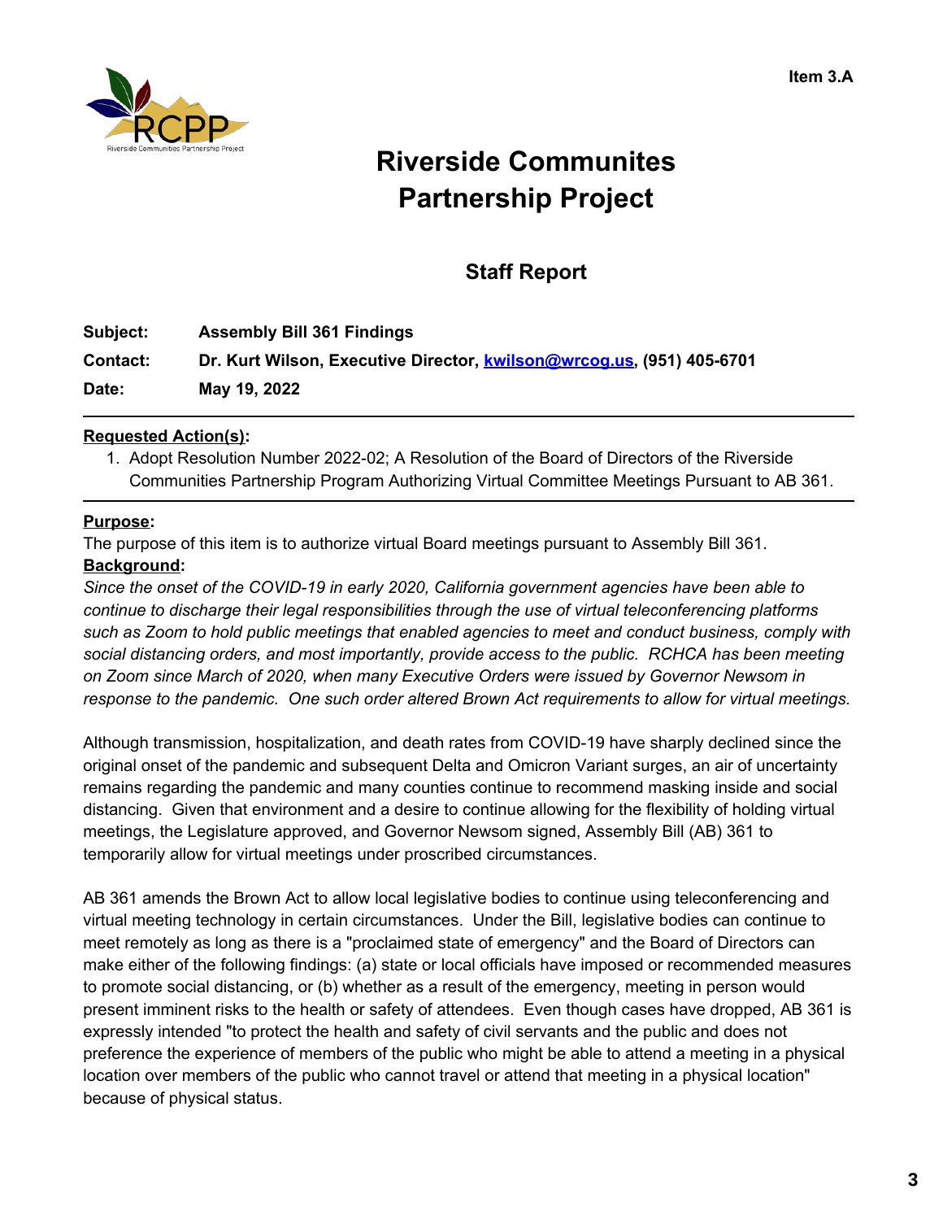Item 3.A

# Riverside Communites Partnership Project

## Staff Report

**Subject:** **Assembly Bill 361 Findings**

**Contact:** **Dr. Kurt Wilson, Executive Director, kwilson@wrcog.us, (951) 405-6701**

**Date:** **May 19, 2022**

---

**Requested Action(s):**

1. Adopt Resolution Number 2022-02; A Resolution of the Board of Directors of the Riverside Communities Partnership Program Authorizing Virtual Committee Meetings Pursuant to AB 361.

---

**Purpose:**

The purpose of this item is to authorize virtual Board meetings pursuant to Assembly Bill 361.

**Background:**

*Since the onset of the COVID-19 in early 2020, California government agencies have been able to continue to discharge their legal responsibilities through the use of virtual teleconferencing platforms such as Zoom to hold public meetings that enabled agencies to meet and conduct business, comply with social distancing orders, and most importantly, provide access to the public. RCHCA has been meeting on Zoom since March of 2020, when many Executive Orders were issued by Governor Newsom in response to the pandemic. One such order altered Brown Act requirements to allow for virtual meetings.*

Although transmission, hospitalization, and death rates from COVID-19 have sharply declined since the original onset of the pandemic and subsequent Delta and Omicron Variant surges, an air of uncertainty remains regarding the pandemic and many counties continue to recommend masking inside and social distancing. Given that environment and a desire to continue allowing for the flexibility of holding virtual meetings, the Legislature approved, and Governor Newsom signed, Assembly Bill (AB) 361 to temporarily allow for virtual meetings under proscribed circumstances.

AB 361 amends the Brown Act to allow local legislative bodies to continue using teleconferencing and virtual meeting technology in certain circumstances. Under the Bill, legislative bodies can continue to meet remotely as long as there is a "proclaimed state of emergency" and the Board of Directors can make either of the following findings: (a) state or local officials have imposed or recommended measures to promote social distancing, or (b) whether as a result of the emergency, meeting in person would present imminent risks to the health or safety of attendees. Even though cases have dropped, AB 361 is expressly intended "to protect the health and safety of civil servants and the public and does not preference the experience of members of the public who might be able to attend a meeting in a physical location over members of the public who cannot travel or attend that meeting in a physical location" because of physical status.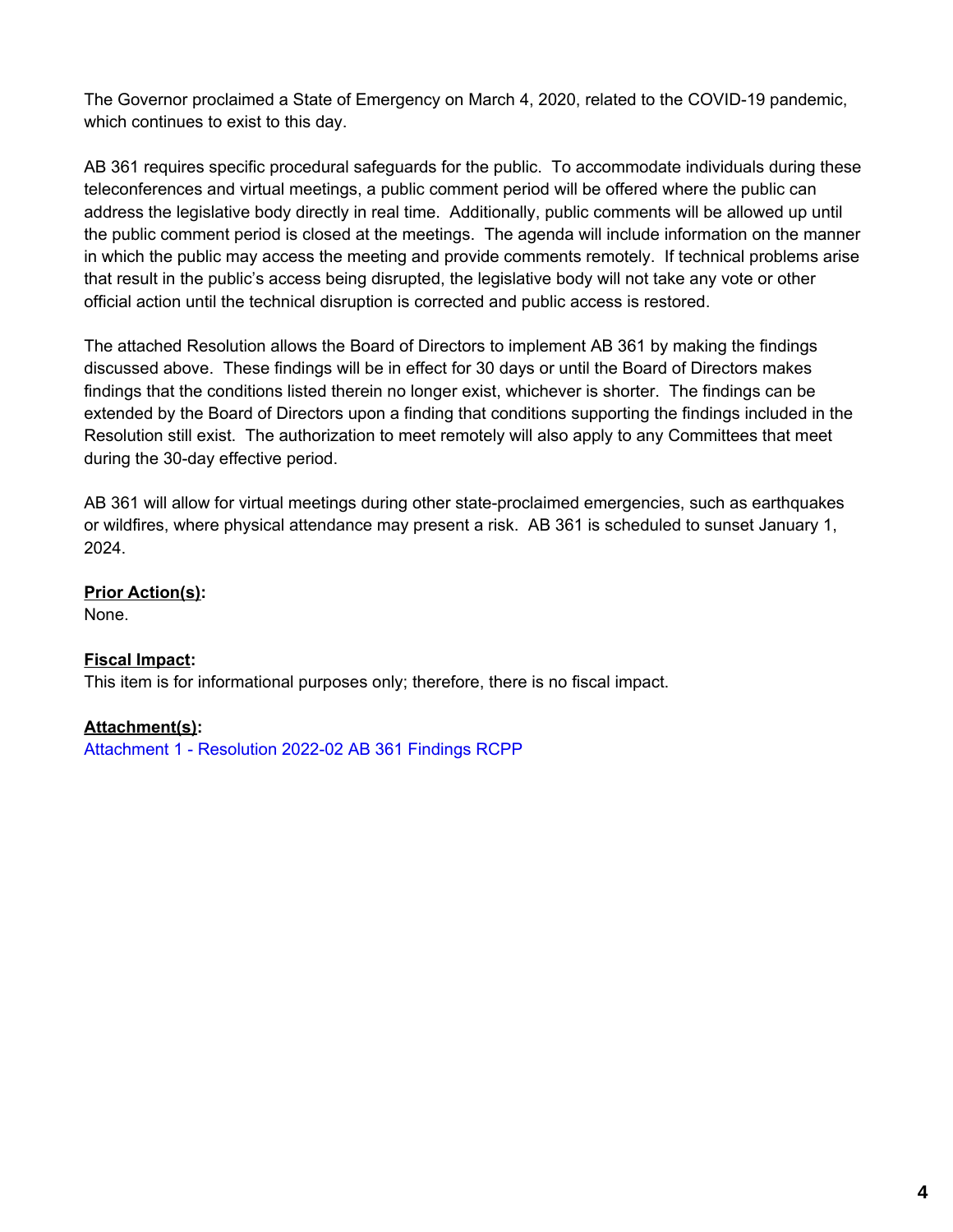The Governor proclaimed a State of Emergency on March 4, 2020, related to the COVID-19 pandemic, which continues to exist to this day.

AB 361 requires specific procedural safeguards for the public. To accommodate individuals during these teleconferences and virtual meetings, a public comment period will be offered where the public can address the legislative body directly in real time. Additionally, public comments will be allowed up until the public comment period is closed at the meetings. The agenda will include information on the manner in which the public may access the meeting and provide comments remotely. If technical problems arise that result in the public's access being disrupted, the legislative body will not take any vote or other official action until the technical disruption is corrected and public access is restored.

The attached Resolution allows the Board of Directors to implement AB 361 by making the findings discussed above. These findings will be in effect for 30 days or until the Board of Directors makes findings that the conditions listed therein no longer exist, whichever is shorter. The findings can be extended by the Board of Directors upon a finding that conditions supporting the findings included in the Resolution still exist. The authorization to meet remotely will also apply to any Committees that meet during the 30-day effective period.

AB 361 will allow for virtual meetings during other state-proclaimed emergencies, such as earthquakes or wildfires, where physical attendance may present a risk. AB 361 is scheduled to sunset January 1, 2024.

**Prior Action(s):**
None.

**Fiscal Impact:**
This item is for informational purposes only; therefore, there is no fiscal impact.

**Attachment(s):**
Attachment 1 - Resolution 2022-02 AB 361 Findings RCPP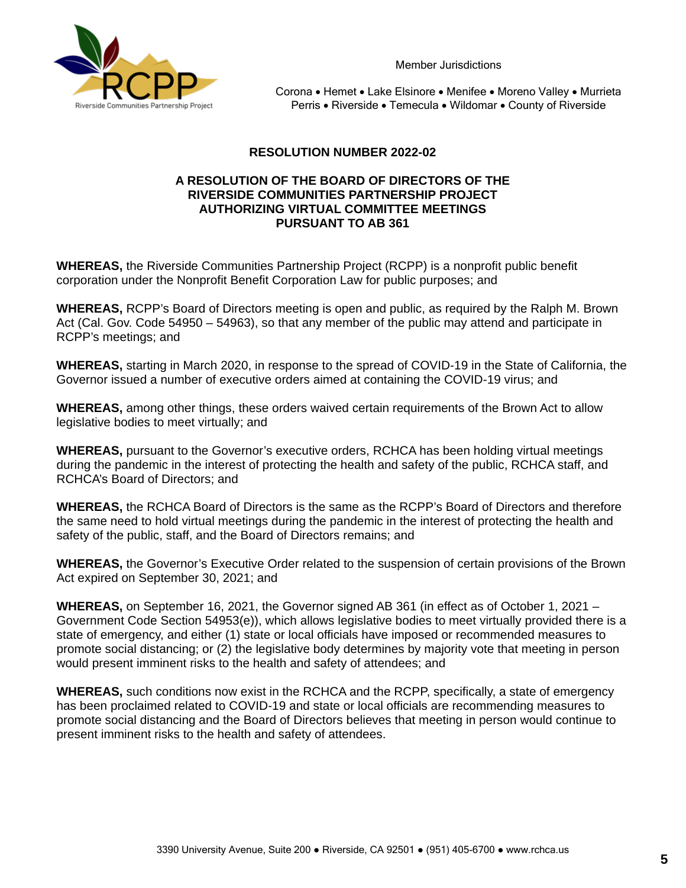Member Jurisdictions

Corona • Hemet • Lake Elsinore • Menifee • Moreno Valley • Murrieta
Perris • Riverside • Temecula • Wildomar • County of Riverside

## RESOLUTION NUMBER 2022-02

### A RESOLUTION OF THE BOARD OF DIRECTORS OF THE RIVERSIDE COMMUNITIES PARTNERSHIP PROJECT AUTHORIZING VIRTUAL COMMITTEE MEETINGS PURSUANT TO AB 361

**WHEREAS,** the Riverside Communities Partnership Project (RCPP) is a nonprofit public benefit corporation under the Nonprofit Benefit Corporation Law for public purposes; and

**WHEREAS,** RCPP's Board of Directors meeting is open and public, as required by the Ralph M. Brown Act (Cal. Gov. Code 54950 – 54963), so that any member of the public may attend and participate in RCPP's meetings; and

**WHEREAS,** starting in March 2020, in response to the spread of COVID-19 in the State of California, the Governor issued a number of executive orders aimed at containing the COVID-19 virus; and

**WHEREAS,** among other things, these orders waived certain requirements of the Brown Act to allow legislative bodies to meet virtually; and

**WHEREAS,** pursuant to the Governor's executive orders, RCHCA has been holding virtual meetings during the pandemic in the interest of protecting the health and safety of the public, RCHCA staff, and RCHCA's Board of Directors; and

**WHEREAS,** the RCHCA Board of Directors is the same as the RCPP's Board of Directors and therefore the same need to hold virtual meetings during the pandemic in the interest of protecting the health and safety of the public, staff, and the Board of Directors remains; and

**WHEREAS,** the Governor's Executive Order related to the suspension of certain provisions of the Brown Act expired on September 30, 2021; and

**WHEREAS,** on September 16, 2021, the Governor signed AB 361 (in effect as of October 1, 2021 – Government Code Section 54953(e)), which allows legislative bodies to meet virtually provided there is a state of emergency, and either (1) state or local officials have imposed or recommended measures to promote social distancing; or (2) the legislative body determines by majority vote that meeting in person would present imminent risks to the health and safety of attendees; and

**WHEREAS,** such conditions now exist in the RCHCA and the RCPP, specifically, a state of emergency has been proclaimed related to COVID-19 and state or local officials are recommending measures to promote social distancing and the Board of Directors believes that meeting in person would continue to present imminent risks to the health and safety of attendees.

3390 University Avenue, Suite 200 ● Riverside, CA 92501 ● (951) 405-6700 ● www.rchca.us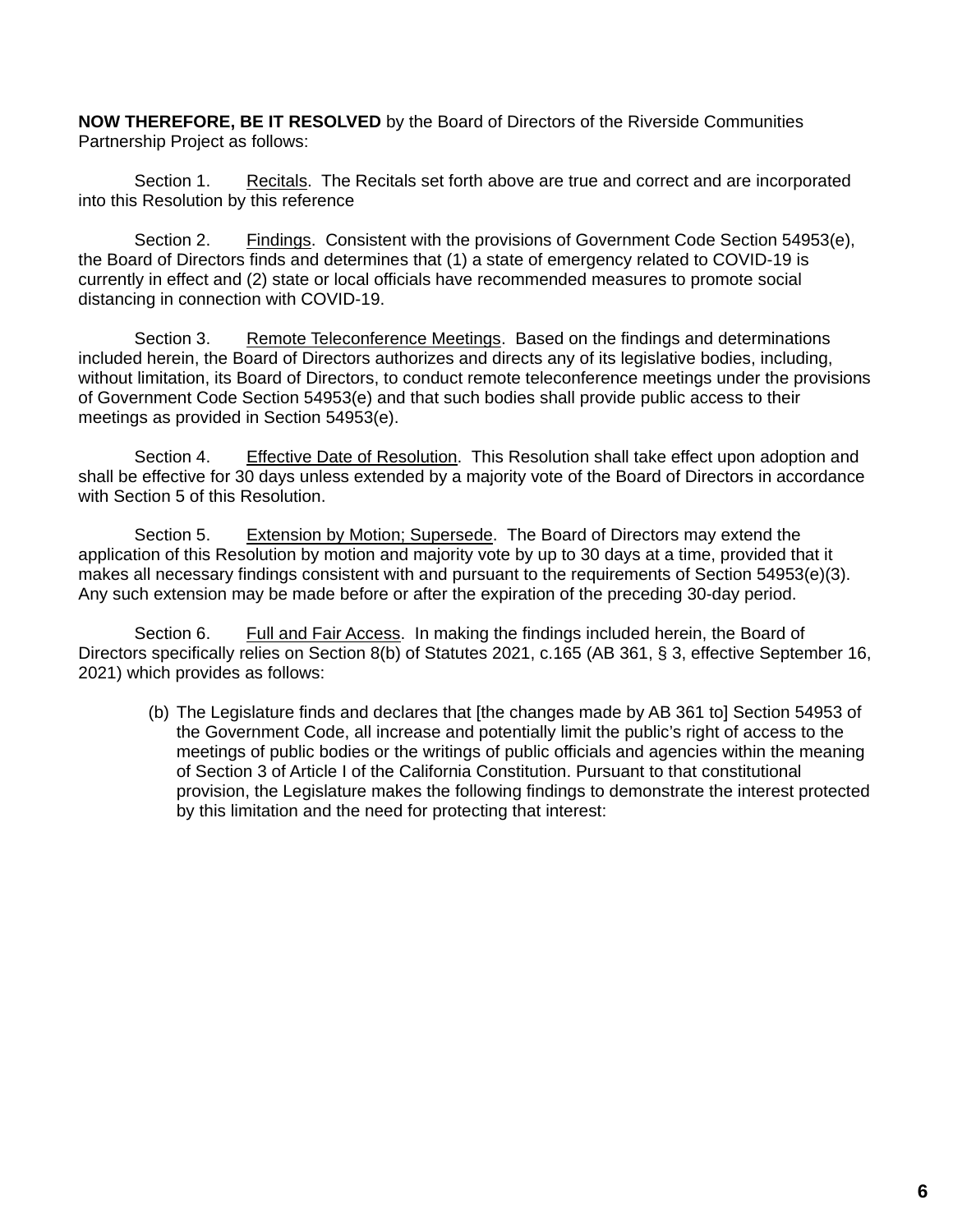**NOW THEREFORE, BE IT RESOLVED** by the Board of Directors of the Riverside Communities Partnership Project as follows:

Section 1. Recitals. The Recitals set forth above are true and correct and are incorporated into this Resolution by this reference

Section 2. Findings. Consistent with the provisions of Government Code Section 54953(e), the Board of Directors finds and determines that (1) a state of emergency related to COVID-19 is currently in effect and (2) state or local officials have recommended measures to promote social distancing in connection with COVID-19.

Section 3. Remote Teleconference Meetings. Based on the findings and determinations included herein, the Board of Directors authorizes and directs any of its legislative bodies, including, without limitation, its Board of Directors, to conduct remote teleconference meetings under the provisions of Government Code Section 54953(e) and that such bodies shall provide public access to their meetings as provided in Section 54953(e).

Section 4. Effective Date of Resolution. This Resolution shall take effect upon adoption and shall be effective for 30 days unless extended by a majority vote of the Board of Directors in accordance with Section 5 of this Resolution.

Section 5. Extension by Motion; Supersede. The Board of Directors may extend the application of this Resolution by motion and majority vote by up to 30 days at a time, provided that it makes all necessary findings consistent with and pursuant to the requirements of Section 54953(e)(3). Any such extension may be made before or after the expiration of the preceding 30-day period.

Section 6. Full and Fair Access. In making the findings included herein, the Board of Directors specifically relies on Section 8(b) of Statutes 2021, c.165 (AB 361, § 3, effective September 16, 2021) which provides as follows:

> (b) The Legislature finds and declares that [the changes made by AB 361 to] Section 54953 of the Government Code, all increase and potentially limit the public's right of access to the meetings of public bodies or the writings of public officials and agencies within the meaning of Section 3 of Article I of the California Constitution. Pursuant to that constitutional provision, the Legislature makes the following findings to demonstrate the interest protected by this limitation and the need for protecting that interest: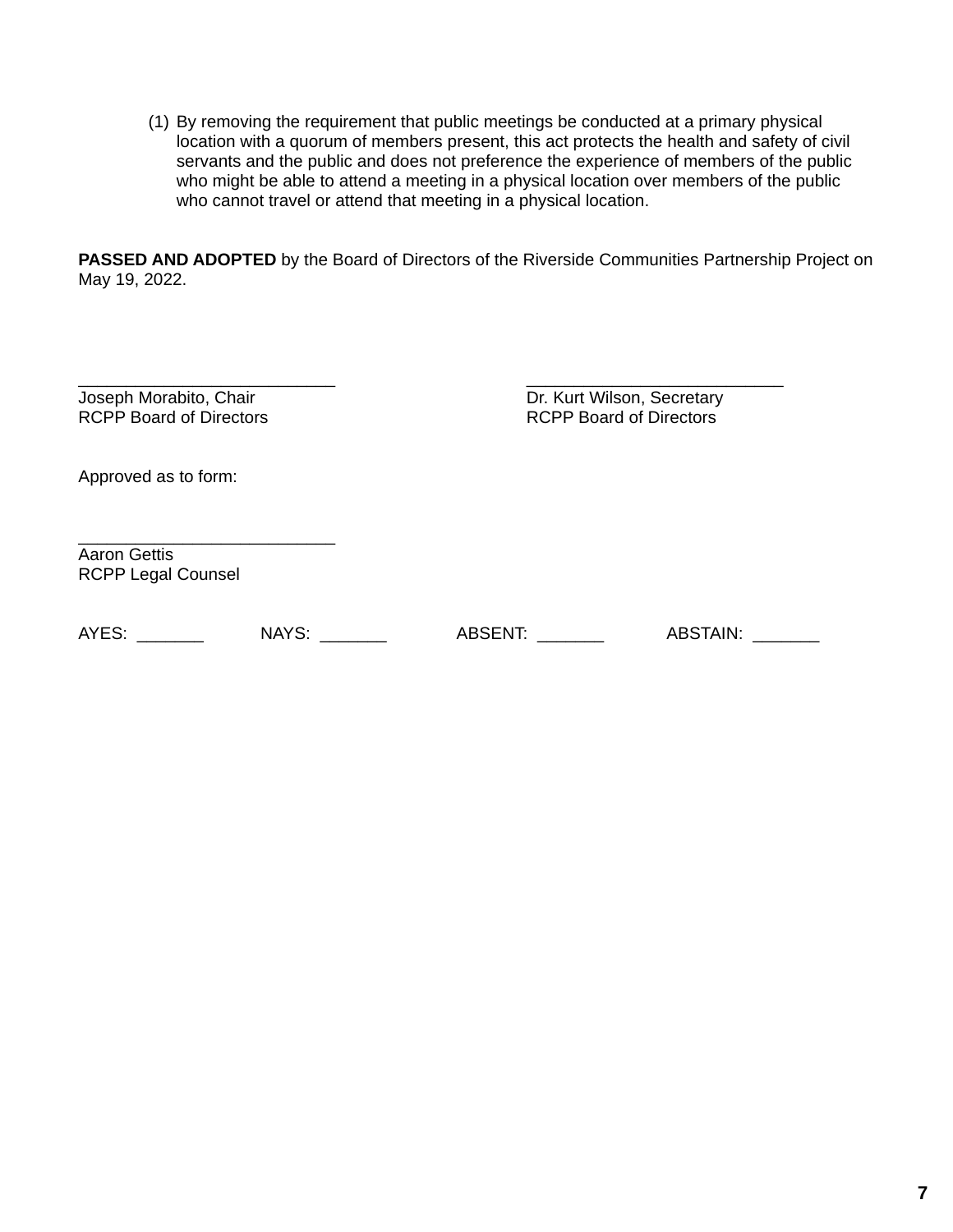(1) By removing the requirement that public meetings be conducted at a primary physical location with a quorum of members present, this act protects the health and safety of civil servants and the public and does not preference the experience of members of the public who might be able to attend a meeting in a physical location over members of the public who cannot travel or attend that meeting in a physical location.

**PASSED AND ADOPTED** by the Board of Directors of the Riverside Communities Partnership Project on May 19, 2022.

___________________________
Joseph Morabito, Chair
RCPP Board of Directors

___________________________
Dr. Kurt Wilson, Secretary
RCPP Board of Directors

Approved as to form:

___________________________
Aaron Gettis
RCPP Legal Counsel

AYES: _______ NAYS: _______ ABSENT: _______ ABSTAIN: _______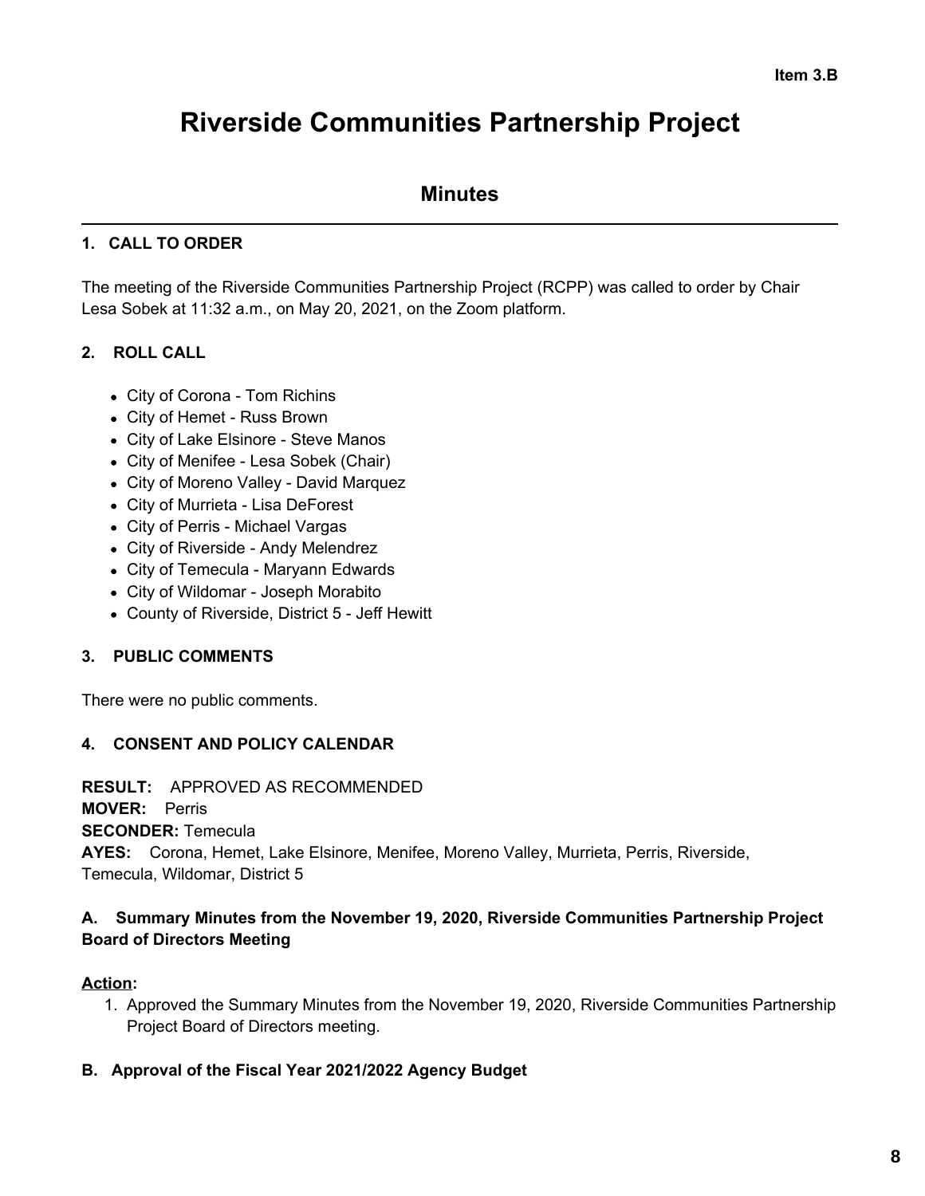Item 3.B

# Riverside Communities Partnership Project

## Minutes

### 1. CALL TO ORDER

The meeting of the Riverside Communities Partnership Project (RCPP) was called to order by Chair Lesa Sobek at 11:32 a.m., on May 20, 2021, on the Zoom platform.

### 2. ROLL CALL

- City of Corona - Tom Richins
- City of Hemet - Russ Brown
- City of Lake Elsinore - Steve Manos
- City of Menifee - Lesa Sobek (Chair)
- City of Moreno Valley - David Marquez
- City of Murrieta - Lisa DeForest
- City of Perris - Michael Vargas
- City of Riverside - Andy Melendrez
- City of Temecula - Maryann Edwards
- City of Wildomar - Joseph Morabito
- County of Riverside, District 5 - Jeff Hewitt

### 3. PUBLIC COMMENTS

There were no public comments.

### 4. CONSENT AND POLICY CALENDAR

**RESULT:** APPROVED AS RECOMMENDED
**MOVER:** Perris
**SECONDER:** Temecula
**AYES:** Corona, Hemet, Lake Elsinore, Menifee, Moreno Valley, Murrieta, Perris, Riverside, Temecula, Wildomar, District 5

**A. Summary Minutes from the November 19, 2020, Riverside Communities Partnership Project Board of Directors Meeting**

**Action:**

1. Approved the Summary Minutes from the November 19, 2020, Riverside Communities Partnership Project Board of Directors meeting.

**B. Approval of the Fiscal Year 2021/2022 Agency Budget**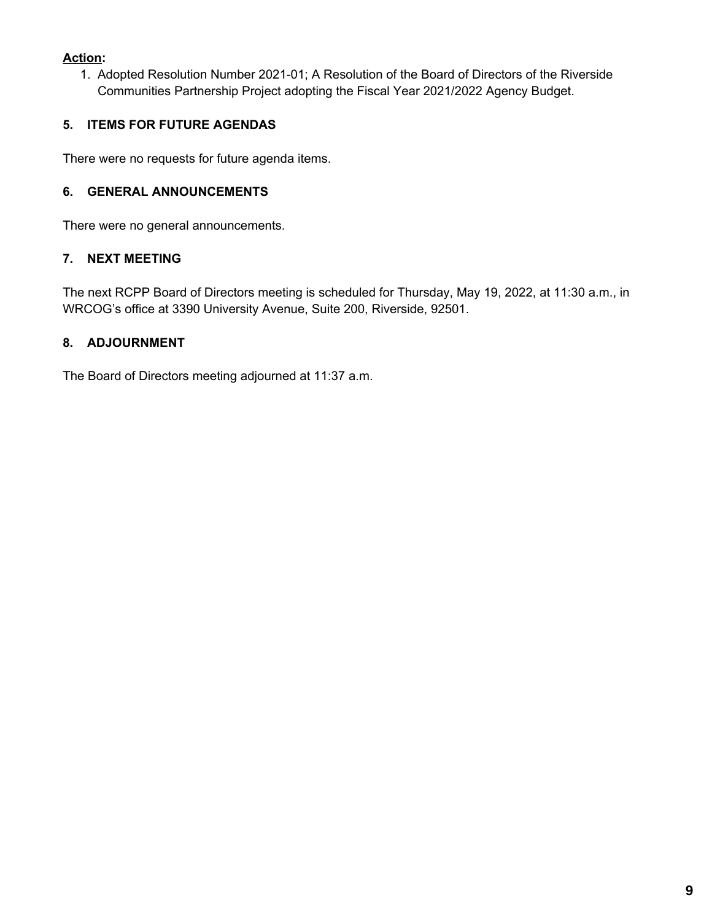**Action:**

1. Adopted Resolution Number 2021-01; A Resolution of the Board of Directors of the Riverside Communities Partnership Project adopting the Fiscal Year 2021/2022 Agency Budget.

### 5. ITEMS FOR FUTURE AGENDAS

There were no requests for future agenda items.

### 6. GENERAL ANNOUNCEMENTS

There were no general announcements.

### 7. NEXT MEETING

The next RCPP Board of Directors meeting is scheduled for Thursday, May 19, 2022, at 11:30 a.m., in WRCOG's office at 3390 University Avenue, Suite 200, Riverside, 92501.

### 8. ADJOURNMENT

The Board of Directors meeting adjourned at 11:37 a.m.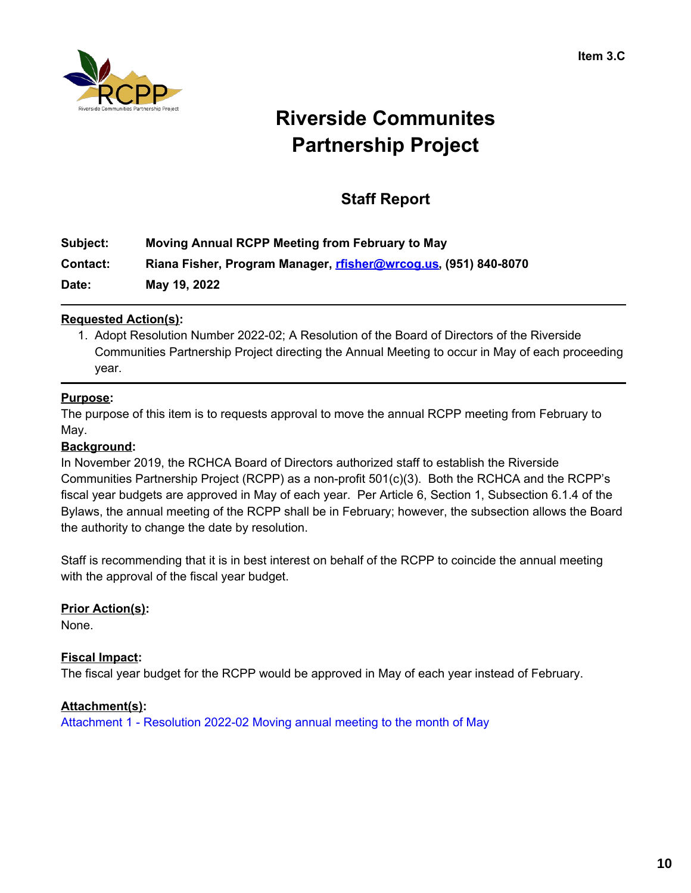Item 3.C

# Riverside Communites Partnership Project

## Staff Report

**Subject:** **Moving Annual RCPP Meeting from February to May**

**Contact:** **Riana Fisher, Program Manager, rfisher@wrcog.us, (951) 840-8070**

**Date:** **May 19, 2022**

---

**Requested Action(s):**

1. Adopt Resolution Number 2022-02; A Resolution of the Board of Directors of the Riverside Communities Partnership Project directing the Annual Meeting to occur in May of each proceeding year.

---

**Purpose:**

The purpose of this item is to requests approval to move the annual RCPP meeting from February to May.

**Background:**

In November 2019, the RCHCA Board of Directors authorized staff to establish the Riverside Communities Partnership Project (RCPP) as a non-profit 501(c)(3). Both the RCHCA and the RCPP's fiscal year budgets are approved in May of each year. Per Article 6, Section 1, Subsection 6.1.4 of the Bylaws, the annual meeting of the RCPP shall be in February; however, the subsection allows the Board the authority to change the date by resolution.

Staff is recommending that it is in best interest on behalf of the RCPP to coincide the annual meeting with the approval of the fiscal year budget.

**Prior Action(s):**

None.

**Fiscal Impact:**

The fiscal year budget for the RCPP would be approved in May of each year instead of February.

**Attachment(s):**

Attachment 1 - Resolution 2022-02 Moving annual meeting to the month of May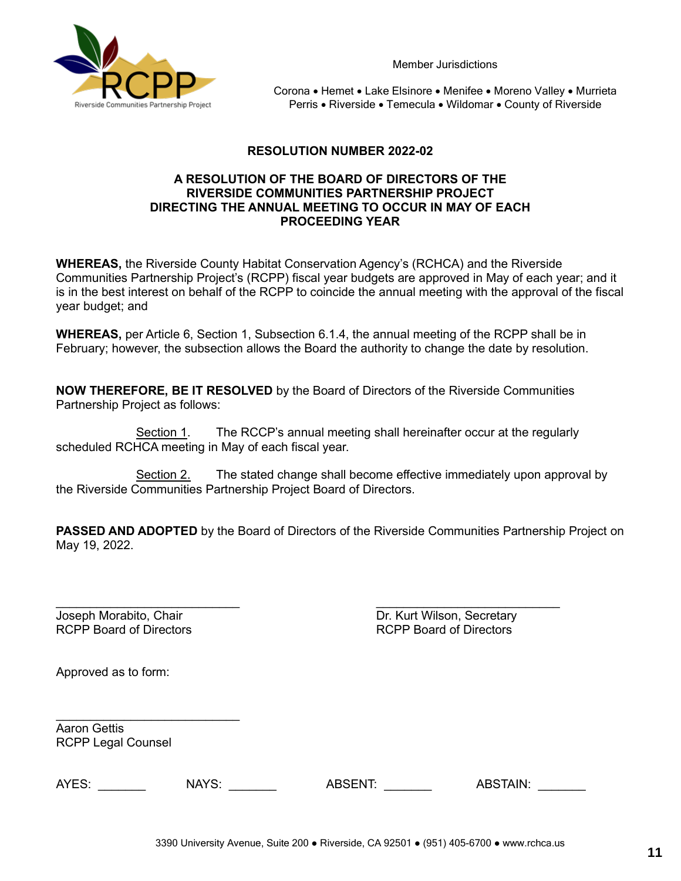Member Jurisdictions

Corona • Hemet • Lake Elsinore • Menifee • Moreno Valley • Murrieta
Perris • Riverside • Temecula • Wildomar • County of Riverside

**RESOLUTION NUMBER 2022-02**

**A RESOLUTION OF THE BOARD OF DIRECTORS OF THE RIVERSIDE COMMUNITIES PARTNERSHIP PROJECT DIRECTING THE ANNUAL MEETING TO OCCUR IN MAY OF EACH PROCEEDING YEAR**

**WHEREAS,** the Riverside County Habitat Conservation Agency's (RCHCA) and the Riverside Communities Partnership Project's (RCPP) fiscal year budgets are approved in May of each year; and it is in the best interest on behalf of the RCPP to coincide the annual meeting with the approval of the fiscal year budget; and

**WHEREAS,** per Article 6, Section 1, Subsection 6.1.4, the annual meeting of the RCPP shall be in February; however, the subsection allows the Board the authority to change the date by resolution.

**NOW THEREFORE, BE IT RESOLVED** by the Board of Directors of the Riverside Communities Partnership Project as follows:

<u>Section 1</u>. The RCCP's annual meeting shall hereinafter occur at the regularly scheduled RCHCA meeting in May of each fiscal year.

<u>Section 2.</u> The stated change shall become effective immediately upon approval by the Riverside Communities Partnership Project Board of Directors.

**PASSED AND ADOPTED** by the Board of Directors of the Riverside Communities Partnership Project on May 19, 2022.

\_\_\_\_\_\_\_\_\_\_\_\_\_\_\_\_\_\_\_\_\_\_\_\_\_\_\_
Joseph Morabito, Chair
RCPP Board of Directors

\_\_\_\_\_\_\_\_\_\_\_\_\_\_\_\_\_\_\_\_\_\_\_\_\_\_\_
Dr. Kurt Wilson, Secretary
RCPP Board of Directors

Approved as to form:

\_\_\_\_\_\_\_\_\_\_\_\_\_\_\_\_\_\_\_\_\_\_\_\_\_\_\_
Aaron Gettis
RCPP Legal Counsel

AYES: \_\_\_\_\_\_\_ NAYS: \_\_\_\_\_\_\_ ABSENT: \_\_\_\_\_\_\_ ABSTAIN: \_\_\_\_\_\_\_

3390 University Avenue, Suite 200 ● Riverside, CA 92501 ● (951) 405-6700 ● www.rchca.us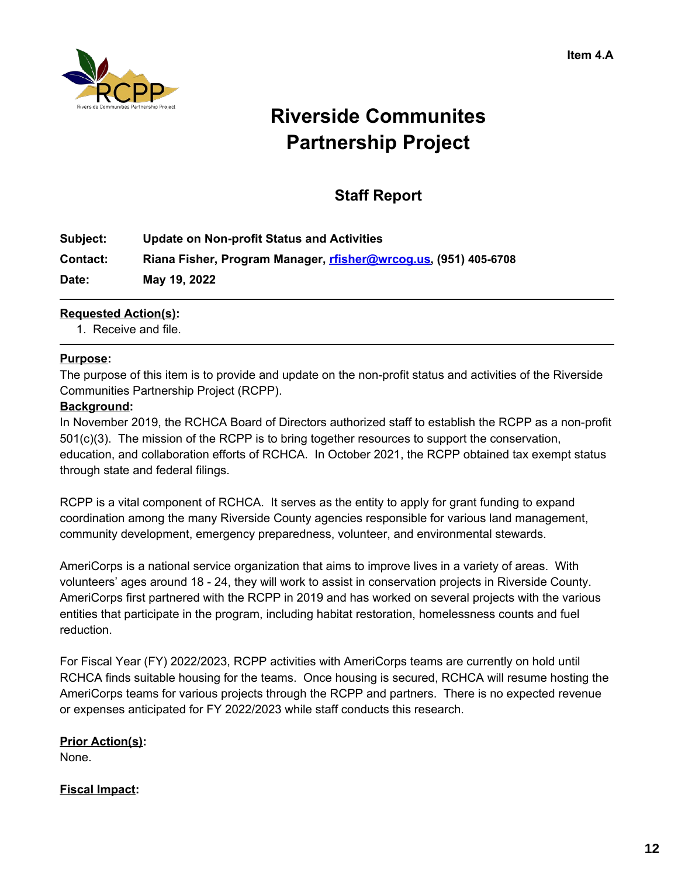Item 4.A

# Riverside Communites Partnership Project

## Staff Report

**Subject:** **Update on Non-profit Status and Activities**

**Contact:** **Riana Fisher, Program Manager, rfisher@wrcog.us, (951) 405-6708**

**Date:** **May 19, 2022**

---

**Requested Action(s):**

1. Receive and file.

---

**Purpose:**

The purpose of this item is to provide and update on the non-profit status and activities of the Riverside Communities Partnership Project (RCPP).

**Background:**

In November 2019, the RCHCA Board of Directors authorized staff to establish the RCPP as a non-profit 501(c)(3). The mission of the RCPP is to bring together resources to support the conservation, education, and collaboration efforts of RCHCA. In October 2021, the RCPP obtained tax exempt status through state and federal filings.

RCPP is a vital component of RCHCA. It serves as the entity to apply for grant funding to expand coordination among the many Riverside County agencies responsible for various land management, community development, emergency preparedness, volunteer, and environmental stewards.

AmeriCorps is a national service organization that aims to improve lives in a variety of areas. With volunteers' ages around 18 - 24, they will work to assist in conservation projects in Riverside County. AmeriCorps first partnered with the RCPP in 2019 and has worked on several projects with the various entities that participate in the program, including habitat restoration, homelessness counts and fuel reduction.

For Fiscal Year (FY) 2022/2023, RCPP activities with AmeriCorps teams are currently on hold until RCHCA finds suitable housing for the teams. Once housing is secured, RCHCA will resume hosting the AmeriCorps teams for various projects through the RCPP and partners. There is no expected revenue or expenses anticipated for FY 2022/2023 while staff conducts this research.

**Prior Action(s):**

None.

**Fiscal Impact:**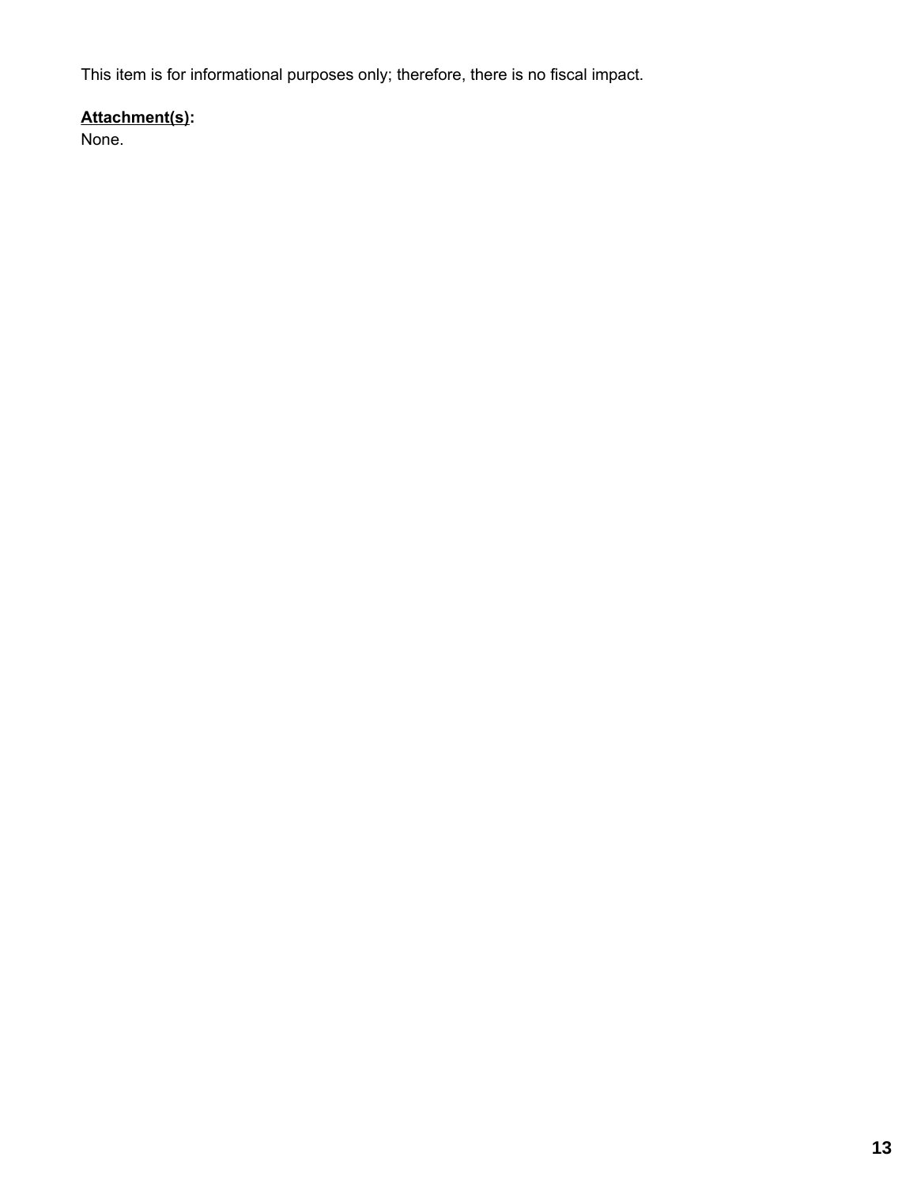This item is for informational purposes only; therefore, there is no fiscal impact.

**Attachment(s):**

None.